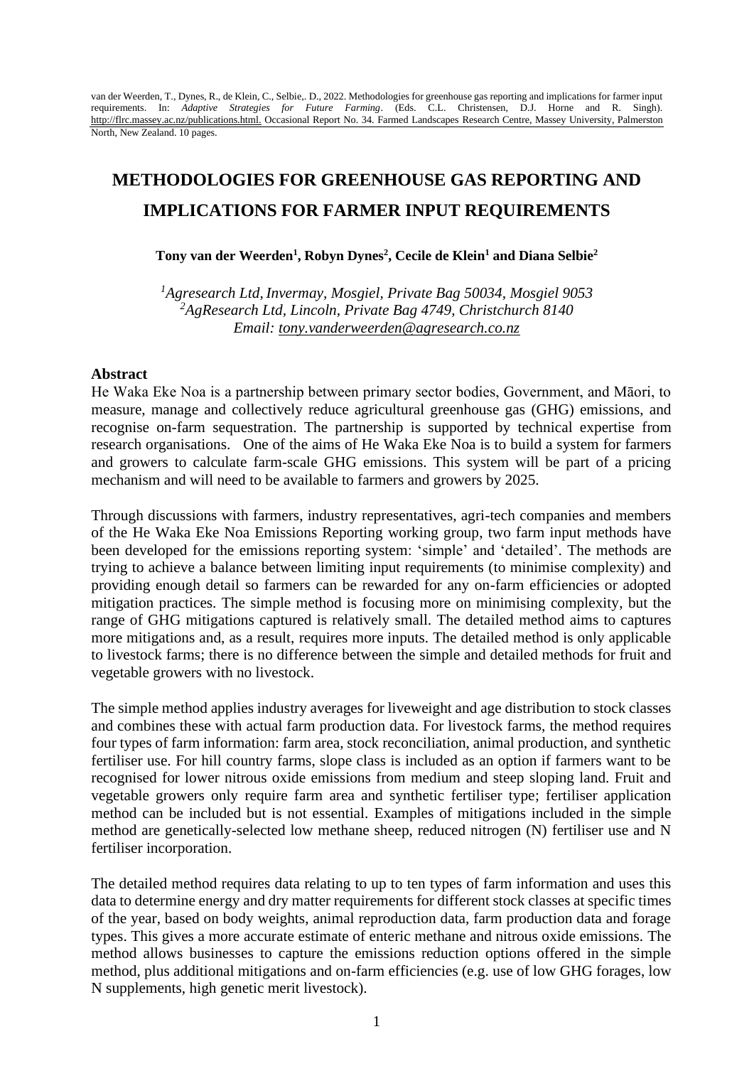van der Weerden, T., Dynes, R., de Klein, C., Selbie,. D., 2022. Methodologies for greenhouse gas reporting and implications for farmer input requirements. In: *Adaptive Strategies for Future Farming*. (Eds. C.L. Christensen, D.J. Horne and R. Singh). http://flrc.massey.ac.nz/publications.html. Occasional Report No. 34. Farmed Landscapes Research Centre, Massey University, Palmerston North, New Zealand. 10 pages.

# METHODOLOGIES FOR GREENHOUSE GAS REPORTING AND IMPLICATIONS FOR FARMER INPUT REQUIREMENTS

**Tony van der Weerden[1], Robyn Dynes[2], Cecile de Klein[1] and Diana Selbie[2]**

*[1]Agresearch Ltd, Invermay, Mosgiel, Private Bag 50034, Mosgiel 9053*
*[2]AgResearch Ltd, Lincoln, Private Bag 4749, Christchurch 8140*
*Email: tony.vanderweerden@agresearch.co.nz*

## Abstract

He Waka Eke Noa is a partnership between primary sector bodies, Government, and Māori, to measure, manage and collectively reduce agricultural greenhouse gas (GHG) emissions, and recognise on-farm sequestration. The partnership is supported by technical expertise from research organisations. One of the aims of He Waka Eke Noa is to build a system for farmers and growers to calculate farm-scale GHG emissions. This system will be part of a pricing mechanism and will need to be available to farmers and growers by 2025.

Through discussions with farmers, industry representatives, agri-tech companies and members of the He Waka Eke Noa Emissions Reporting working group, two farm input methods have been developed for the emissions reporting system: 'simple' and 'detailed'. The methods are trying to achieve a balance between limiting input requirements (to minimise complexity) and providing enough detail so farmers can be rewarded for any on-farm efficiencies or adopted mitigation practices. The simple method is focusing more on minimising complexity, but the range of GHG mitigations captured is relatively small. The detailed method aims to captures more mitigations and, as a result, requires more inputs. The detailed method is only applicable to livestock farms; there is no difference between the simple and detailed methods for fruit and vegetable growers with no livestock.

The simple method applies industry averages for liveweight and age distribution to stock classes and combines these with actual farm production data. For livestock farms, the method requires four types of farm information: farm area, stock reconciliation, animal production, and synthetic fertiliser use. For hill country farms, slope class is included as an option if farmers want to be recognised for lower nitrous oxide emissions from medium and steep sloping land. Fruit and vegetable growers only require farm area and synthetic fertiliser type; fertiliser application method can be included but is not essential. Examples of mitigations included in the simple method are genetically-selected low methane sheep, reduced nitrogen (N) fertiliser use and N fertiliser incorporation.

The detailed method requires data relating to up to ten types of farm information and uses this data to determine energy and dry matter requirements for different stock classes at specific times of the year, based on body weights, animal reproduction data, farm production data and forage types. This gives a more accurate estimate of enteric methane and nitrous oxide emissions. The method allows businesses to capture the emissions reduction options offered in the simple method, plus additional mitigations and on-farm efficiencies (e.g. use of low GHG forages, low N supplements, high genetic merit livestock).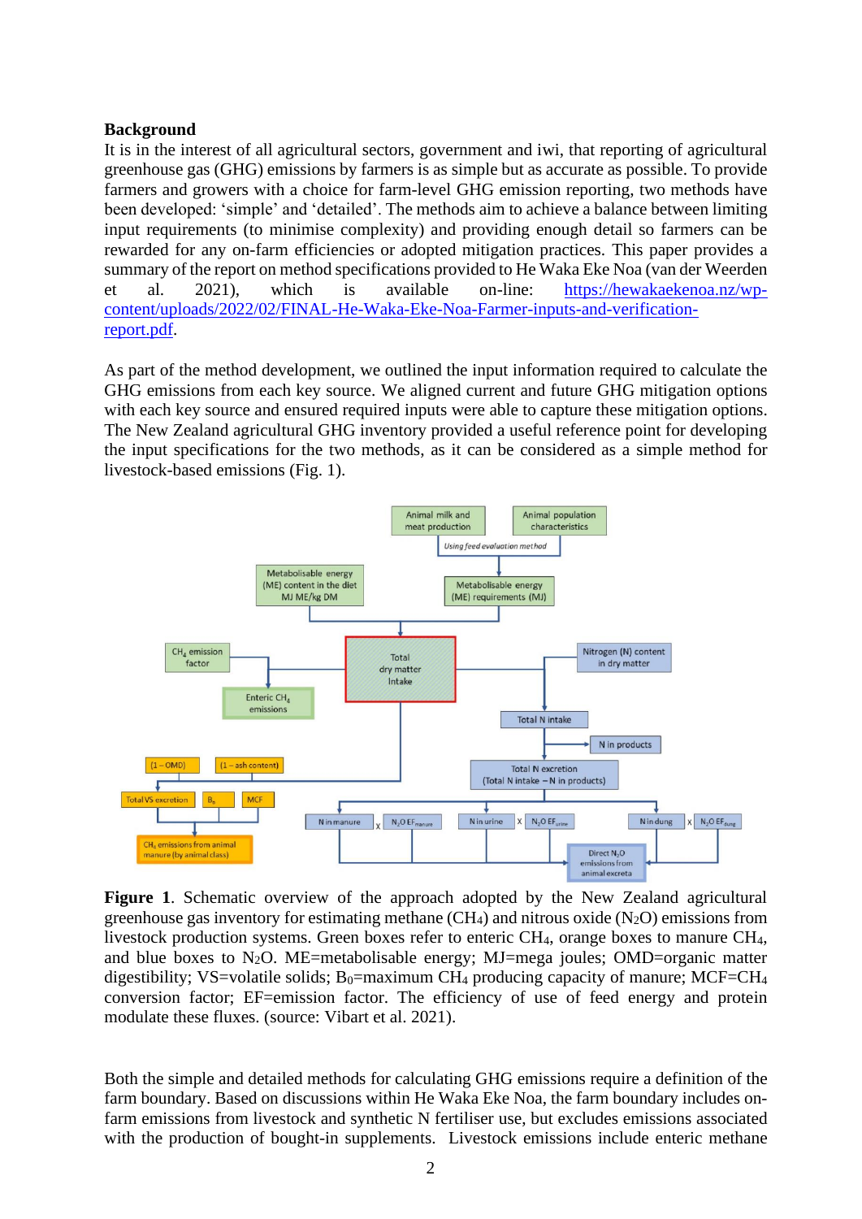**Background**

It is in the interest of all agricultural sectors, government and iwi, that reporting of agricultural greenhouse gas (GHG) emissions by farmers is as simple but as accurate as possible. To provide farmers and growers with a choice for farm-level GHG emission reporting, two methods have been developed: 'simple' and 'detailed'. The methods aim to achieve a balance between limiting input requirements (to minimise complexity) and providing enough detail so farmers can be rewarded for any on-farm efficiencies or adopted mitigation practices. This paper provides a summary of the report on method specifications provided to He Waka Eke Noa (van der Weerden et al. 2021), which is available on-line: https://hewakaekenoa.nz/wp-content/uploads/2022/02/FINAL-He-Waka-Eke-Noa-Farmer-inputs-and-verification-report.pdf.

As part of the method development, we outlined the input information required to calculate the GHG emissions from each key source. We aligned current and future GHG mitigation options with each key source and ensured required inputs were able to capture these mitigation options. The New Zealand agricultural GHG inventory provided a useful reference point for developing the input specifications for the two methods, as it can be considered as a simple method for livestock-based emissions (Fig. 1).

**Figure 1**. Schematic overview of the approach adopted by the New Zealand agricultural greenhouse gas inventory for estimating methane ($CH_4$) and nitrous oxide ($N_2O$) emissions from livestock production systems. Green boxes refer to enteric $CH_4$, orange boxes to manure $CH_4$, and blue boxes to $N_2O$. ME=metabolisable energy; MJ=mega joules; OMD=organic matter digestibility; VS=volatile solids; $B_0$=maximum $CH_4$ producing capacity of manure; MCF=$CH_4$ conversion factor; EF=emission factor. The efficiency of use of feed energy and protein modulate these fluxes. (source: Vibart et al. 2021).

Both the simple and detailed methods for calculating GHG emissions require a definition of the farm boundary. Based on discussions within He Waka Eke Noa, the farm boundary includes on-farm emissions from livestock and synthetic N fertiliser use, but excludes emissions associated with the production of bought-in supplements. Livestock emissions include enteric methane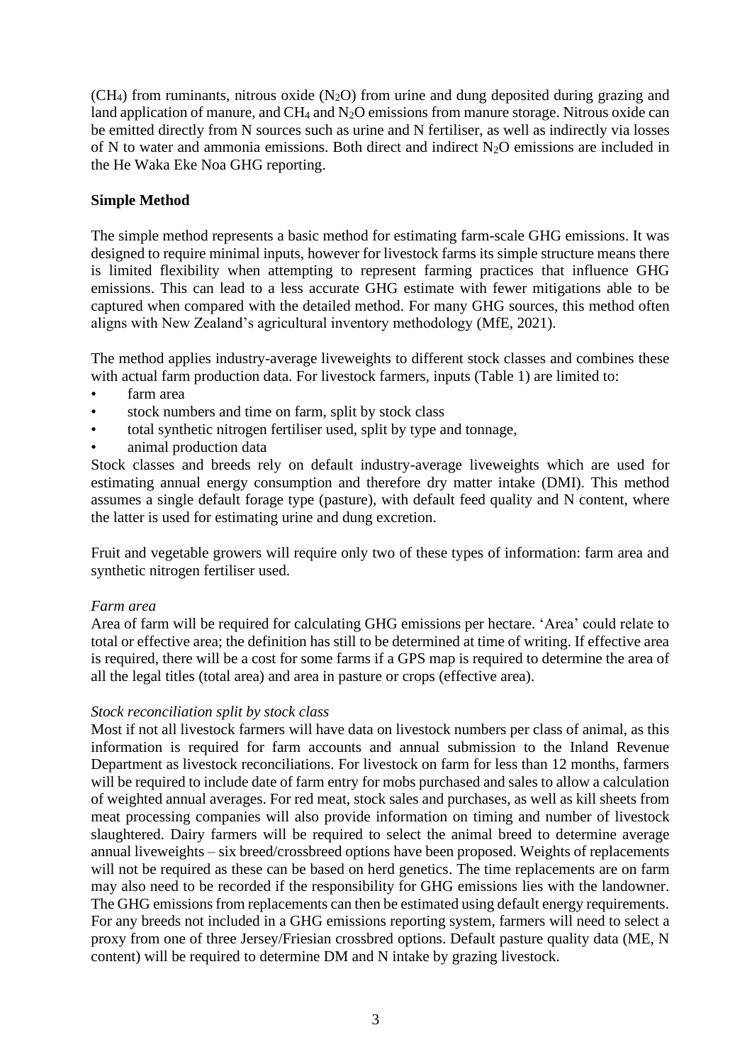($CH_4$) from ruminants, nitrous oxide ($N_2O$) from urine and dung deposited during grazing and land application of manure, and $CH_4$ and $N_2O$ emissions from manure storage. Nitrous oxide can be emitted directly from N sources such as urine and N fertiliser, as well as indirectly via losses of N to water and ammonia emissions. Both direct and indirect $N_2O$ emissions are included in the He Waka Eke Noa GHG reporting.

**Simple Method**

The simple method represents a basic method for estimating farm-scale GHG emissions. It was designed to require minimal inputs, however for livestock farms its simple structure means there is limited flexibility when attempting to represent farming practices that influence GHG emissions. This can lead to a less accurate GHG estimate with fewer mitigations able to be captured when compared with the detailed method. For many GHG sources, this method often aligns with New Zealand's agricultural inventory methodology (MfE, 2021).

The method applies industry-average liveweights to different stock classes and combines these with actual farm production data. For livestock farmers, inputs (Table 1) are limited to:

- farm area
- stock numbers and time on farm, split by stock class
- total synthetic nitrogen fertiliser used, split by type and tonnage,
- animal production data

Stock classes and breeds rely on default industry-average liveweights which are used for estimating annual energy consumption and therefore dry matter intake (DMI). This method assumes a single default forage type (pasture), with default feed quality and N content, where the latter is used for estimating urine and dung excretion.

Fruit and vegetable growers will require only two of these types of information: farm area and synthetic nitrogen fertiliser used.

*Farm area*

Area of farm will be required for calculating GHG emissions per hectare. 'Area' could relate to total or effective area; the definition has still to be determined at time of writing. If effective area is required, there will be a cost for some farms if a GPS map is required to determine the area of all the legal titles (total area) and area in pasture or crops (effective area).

*Stock reconciliation split by stock class*

Most if not all livestock farmers will have data on livestock numbers per class of animal, as this information is required for farm accounts and annual submission to the Inland Revenue Department as livestock reconciliations. For livestock on farm for less than 12 months, farmers will be required to include date of farm entry for mobs purchased and sales to allow a calculation of weighted annual averages. For red meat, stock sales and purchases, as well as kill sheets from meat processing companies will also provide information on timing and number of livestock slaughtered. Dairy farmers will be required to select the animal breed to determine average annual liveweights – six breed/crossbreed options have been proposed. Weights of replacements will not be required as these can be based on herd genetics. The time replacements are on farm may also need to be recorded if the responsibility for GHG emissions lies with the landowner. The GHG emissions from replacements can then be estimated using default energy requirements. For any breeds not included in a GHG emissions reporting system, farmers will need to select a proxy from one of three Jersey/Friesian crossbred options. Default pasture quality data (ME, N content) will be required to determine DM and N intake by grazing livestock.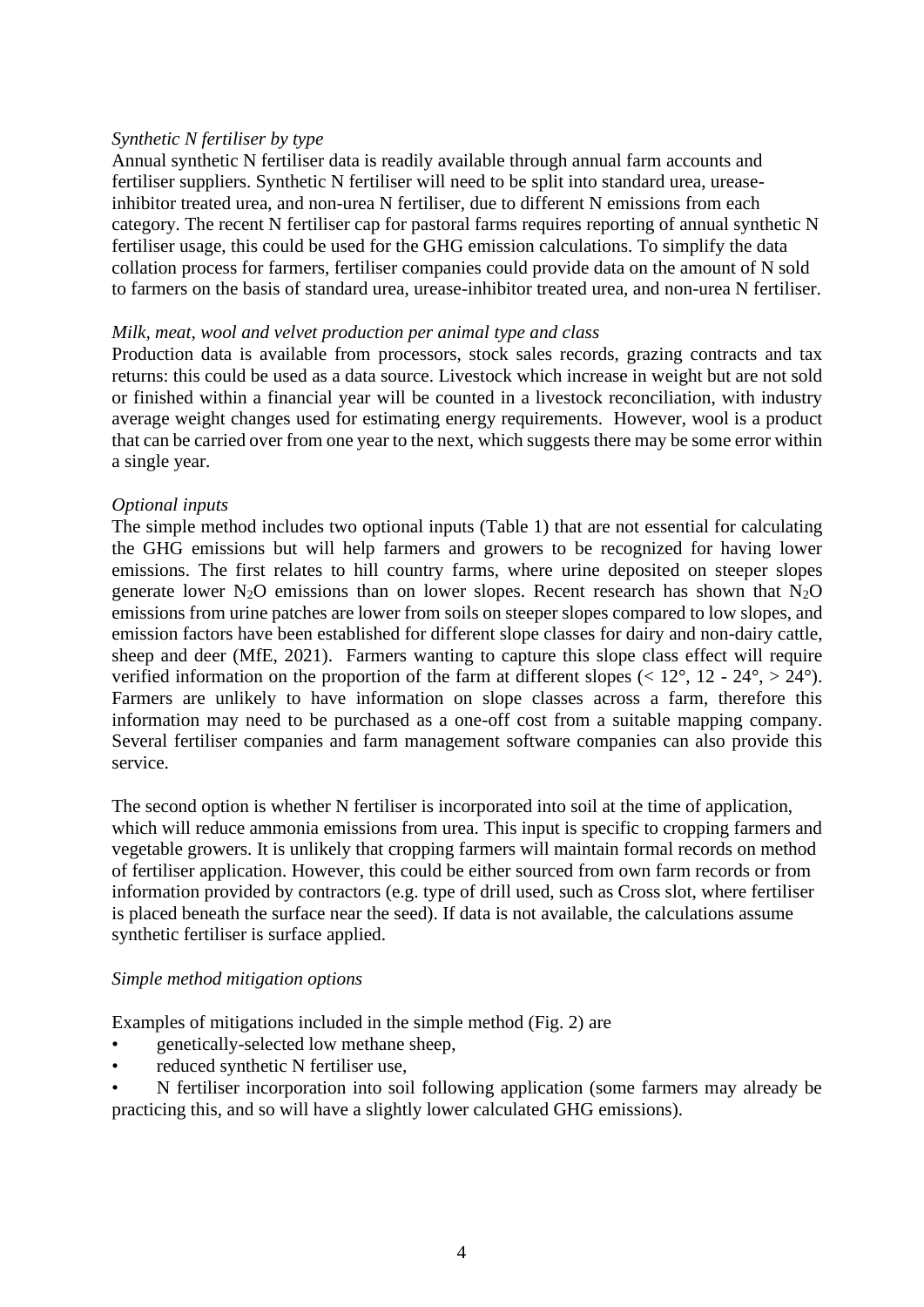*Synthetic N fertiliser by type*

Annual synthetic N fertiliser data is readily available through annual farm accounts and fertiliser suppliers. Synthetic N fertiliser will need to be split into standard urea, urease-inhibitor treated urea, and non-urea N fertiliser, due to different N emissions from each category. The recent N fertiliser cap for pastoral farms requires reporting of annual synthetic N fertiliser usage, this could be used for the GHG emission calculations. To simplify the data collation process for farmers, fertiliser companies could provide data on the amount of N sold to farmers on the basis of standard urea, urease-inhibitor treated urea, and non-urea N fertiliser.

*Milk, meat, wool and velvet production per animal type and class*

Production data is available from processors, stock sales records, grazing contracts and tax returns: this could be used as a data source. Livestock which increase in weight but are not sold or finished within a financial year will be counted in a livestock reconciliation, with industry average weight changes used for estimating energy requirements. However, wool is a product that can be carried over from one year to the next, which suggests there may be some error within a single year.

*Optional inputs*

The simple method includes two optional inputs (Table 1) that are not essential for calculating the GHG emissions but will help farmers and growers to be recognized for having lower emissions. The first relates to hill country farms, where urine deposited on steeper slopes generate lower $N_2O$ emissions than on lower slopes. Recent research has shown that $N_2O$ emissions from urine patches are lower from soils on steeper slopes compared to low slopes, and emission factors have been established for different slope classes for dairy and non-dairy cattle, sheep and deer (MfE, 2021). Farmers wanting to capture this slope class effect will require verified information on the proportion of the farm at different slopes (< 12°, 12 - 24°, > 24°). Farmers are unlikely to have information on slope classes across a farm, therefore this information may need to be purchased as a one-off cost from a suitable mapping company. Several fertiliser companies and farm management software companies can also provide this service.

The second option is whether N fertiliser is incorporated into soil at the time of application, which will reduce ammonia emissions from urea. This input is specific to cropping farmers and vegetable growers. It is unlikely that cropping farmers will maintain formal records on method of fertiliser application. However, this could be either sourced from own farm records or from information provided by contractors (e.g. type of drill used, such as Cross slot, where fertiliser is placed beneath the surface near the seed). If data is not available, the calculations assume synthetic fertiliser is surface applied.

*Simple method mitigation options*

Examples of mitigations included in the simple method (Fig. 2) are

- genetically-selected low methane sheep,
- reduced synthetic N fertiliser use,
- N fertiliser incorporation into soil following application (some farmers may already be practicing this, and so will have a slightly lower calculated GHG emissions).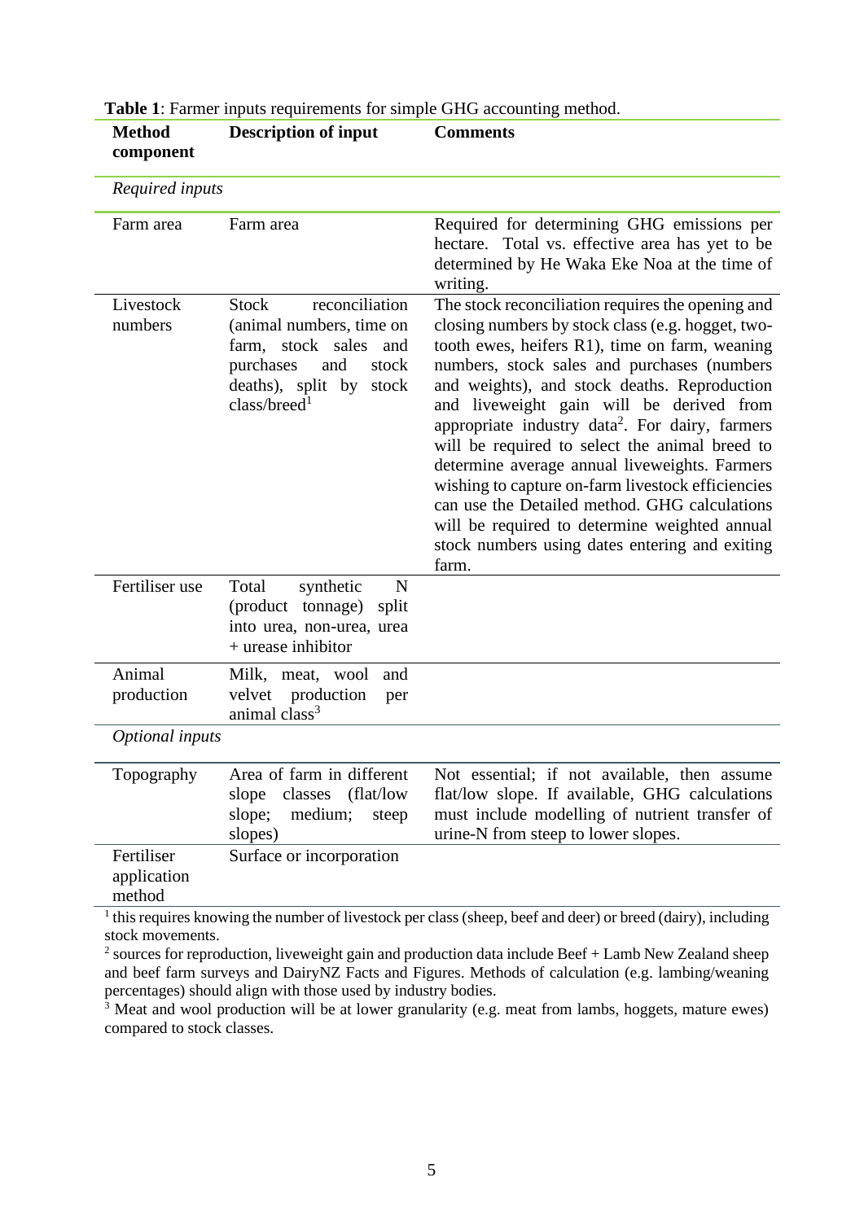**Table 1**: Farmer inputs requirements for simple GHG accounting method.

| Method component | Description of input | Comments |
|---|---|---|
| *Required inputs* | | |
| Farm area | Farm area | Required for determining GHG emissions per hectare. Total vs. effective area has yet to be determined by He Waka Eke Noa at the time of writing. |
| Livestock numbers | Stock reconciliation (animal numbers, time on farm, stock sales and purchases and stock deaths), split by stock class/breed[1] | The stock reconciliation requires the opening and closing numbers by stock class (e.g. hogget, two-tooth ewes, heifers R1), time on farm, weaning numbers, stock sales and purchases (numbers and weights), and stock deaths. Reproduction and liveweight gain will be derived from appropriate industry data[2]. For dairy, farmers will be required to select the animal breed to determine average annual liveweights. Farmers wishing to capture on-farm livestock efficiencies can use the Detailed method. GHG calculations will be required to determine weighted annual stock numbers using dates entering and exiting farm. |
| Fertiliser use | Total synthetic N (product tonnage) split into urea, non-urea, urea + urease inhibitor | |
| Animal production | Milk, meat, wool and velvet production per animal class[3] | |
| *Optional inputs* | | |
| Topography | Area of farm in different slope classes (flat/low slope; medium; steep slopes) | Not essential; if not available, then assume flat/low slope. If available, GHG calculations must include modelling of nutrient transfer of urine-N from steep to lower slopes. |
| Fertiliser application method | Surface or incorporation | |

[1] this requires knowing the number of livestock per class (sheep, beef and deer) or breed (dairy), including stock movements.

[2] sources for reproduction, liveweight gain and production data include Beef + Lamb New Zealand sheep and beef farm surveys and DairyNZ Facts and Figures. Methods of calculation (e.g. lambing/weaning percentages) should align with those used by industry bodies.

[3] Meat and wool production will be at lower granularity (e.g. meat from lambs, hoggets, mature ewes) compared to stock classes.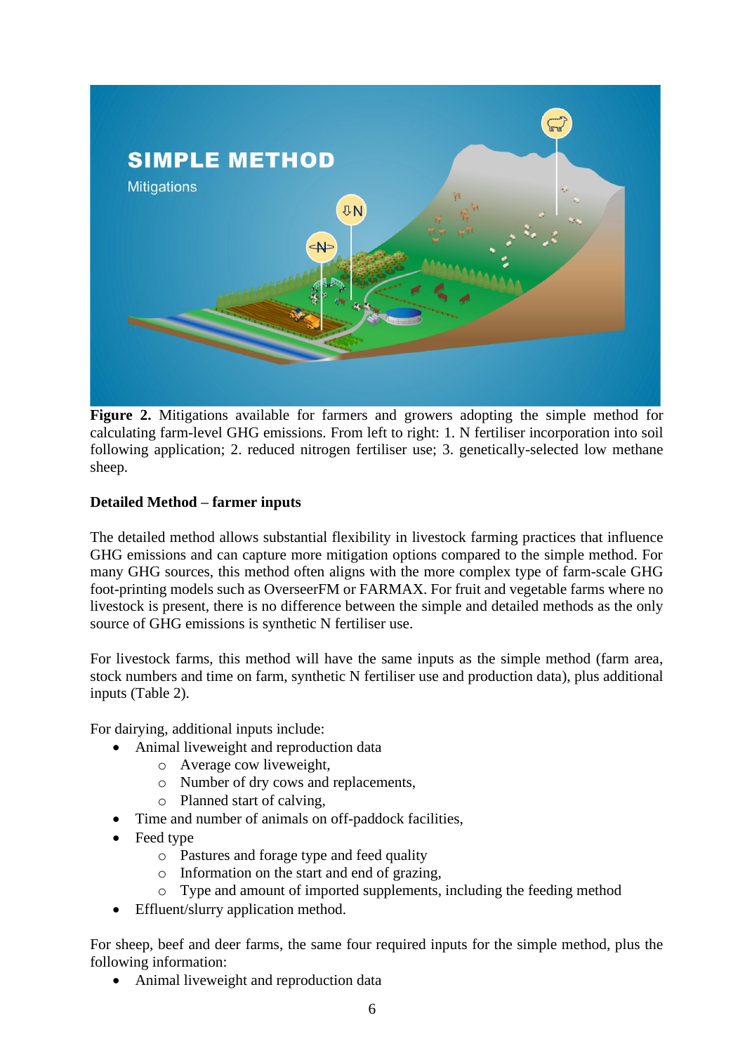**Figure 2.** Mitigations available for farmers and growers adopting the simple method for calculating farm-level GHG emissions. From left to right: 1. N fertiliser incorporation into soil following application; 2. reduced nitrogen fertiliser use; 3. genetically-selected low methane sheep.

**Detailed Method – farmer inputs**

The detailed method allows substantial flexibility in livestock farming practices that influence GHG emissions and can capture more mitigation options compared to the simple method. For many GHG sources, this method often aligns with the more complex type of farm-scale GHG foot-printing models such as OverseerFM or FARMAX. For fruit and vegetable farms where no livestock is present, there is no difference between the simple and detailed methods as the only source of GHG emissions is synthetic N fertiliser use.

For livestock farms, this method will have the same inputs as the simple method (farm area, stock numbers and time on farm, synthetic N fertiliser use and production data), plus additional inputs (Table 2).

For dairying, additional inputs include:

- Animal liveweight and reproduction data
  - Average cow liveweight,
  - Number of dry cows and replacements,
  - Planned start of calving,
- Time and number of animals on off-paddock facilities,
- Feed type
  - Pastures and forage type and feed quality
  - Information on the start and end of grazing,
  - Type and amount of imported supplements, including the feeding method
- Effluent/slurry application method.

For sheep, beef and deer farms, the same four required inputs for the simple method, plus the following information:

- Animal liveweight and reproduction data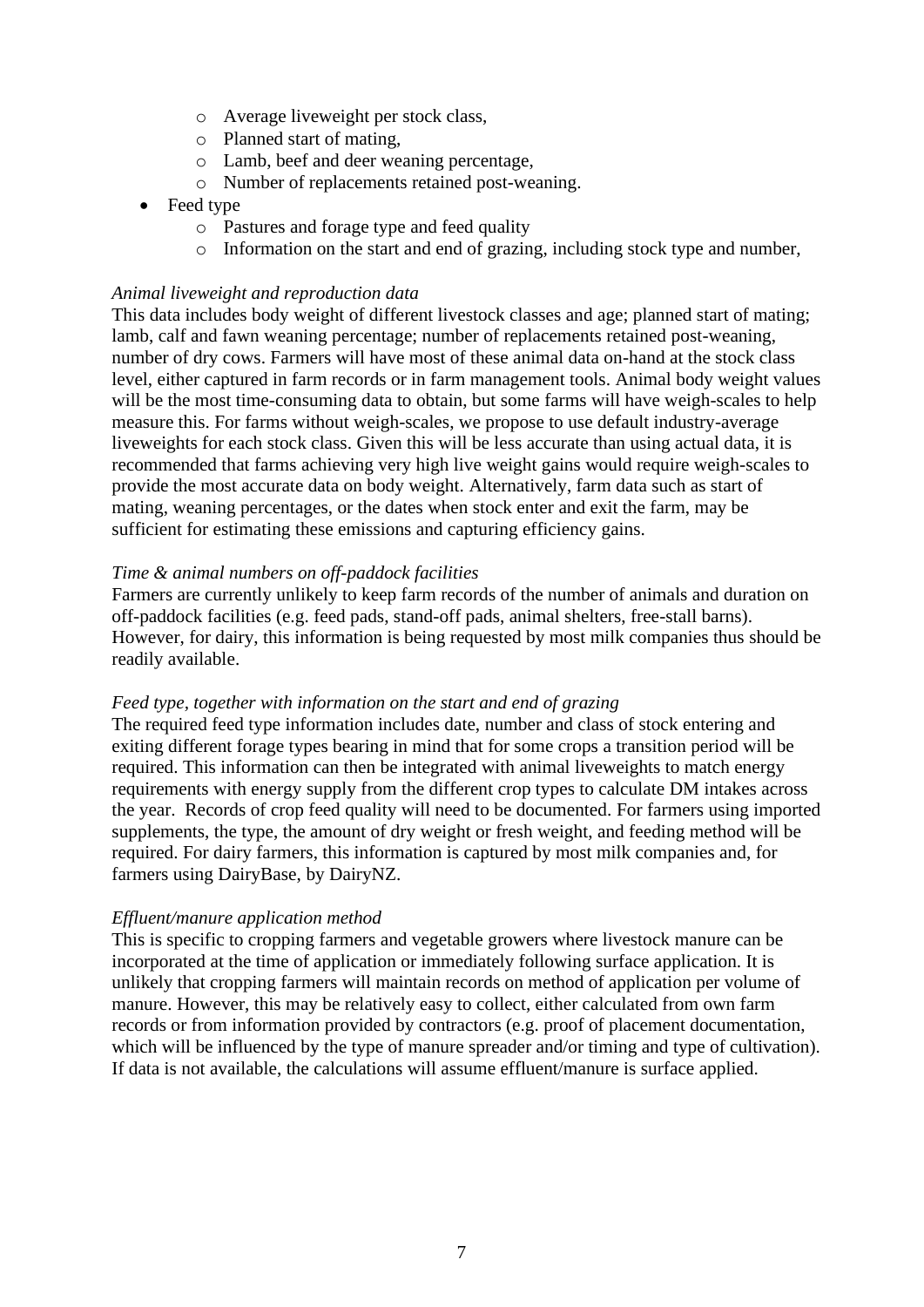- Average liveweight per stock class,
    - Planned start of mating,
    - Lamb, beef and deer weaning percentage,
    - Number of replacements retained post-weaning.
- Feed type
    - Pastures and forage type and feed quality
    - Information on the start and end of grazing, including stock type and number,

*Animal liveweight and reproduction data*

This data includes body weight of different livestock classes and age; planned start of mating; lamb, calf and fawn weaning percentage; number of replacements retained post-weaning, number of dry cows. Farmers will have most of these animal data on-hand at the stock class level, either captured in farm records or in farm management tools. Animal body weight values will be the most time-consuming data to obtain, but some farms will have weigh-scales to help measure this. For farms without weigh-scales, we propose to use default industry-average liveweights for each stock class. Given this will be less accurate than using actual data, it is recommended that farms achieving very high live weight gains would require weigh-scales to provide the most accurate data on body weight. Alternatively, farm data such as start of mating, weaning percentages, or the dates when stock enter and exit the farm, may be sufficient for estimating these emissions and capturing efficiency gains.

*Time & animal numbers on off-paddock facilities*

Farmers are currently unlikely to keep farm records of the number of animals and duration on off-paddock facilities (e.g. feed pads, stand-off pads, animal shelters, free-stall barns). However, for dairy, this information is being requested by most milk companies thus should be readily available.

*Feed type, together with information on the start and end of grazing*

The required feed type information includes date, number and class of stock entering and exiting different forage types bearing in mind that for some crops a transition period will be required. This information can then be integrated with animal liveweights to match energy requirements with energy supply from the different crop types to calculate DM intakes across the year. Records of crop feed quality will need to be documented. For farmers using imported supplements, the type, the amount of dry weight or fresh weight, and feeding method will be required. For dairy farmers, this information is captured by most milk companies and, for farmers using DairyBase, by DairyNZ.

*Effluent/manure application method*

This is specific to cropping farmers and vegetable growers where livestock manure can be incorporated at the time of application or immediately following surface application. It is unlikely that cropping farmers will maintain records on method of application per volume of manure. However, this may be relatively easy to collect, either calculated from own farm records or from information provided by contractors (e.g. proof of placement documentation, which will be influenced by the type of manure spreader and/or timing and type of cultivation). If data is not available, the calculations will assume effluent/manure is surface applied.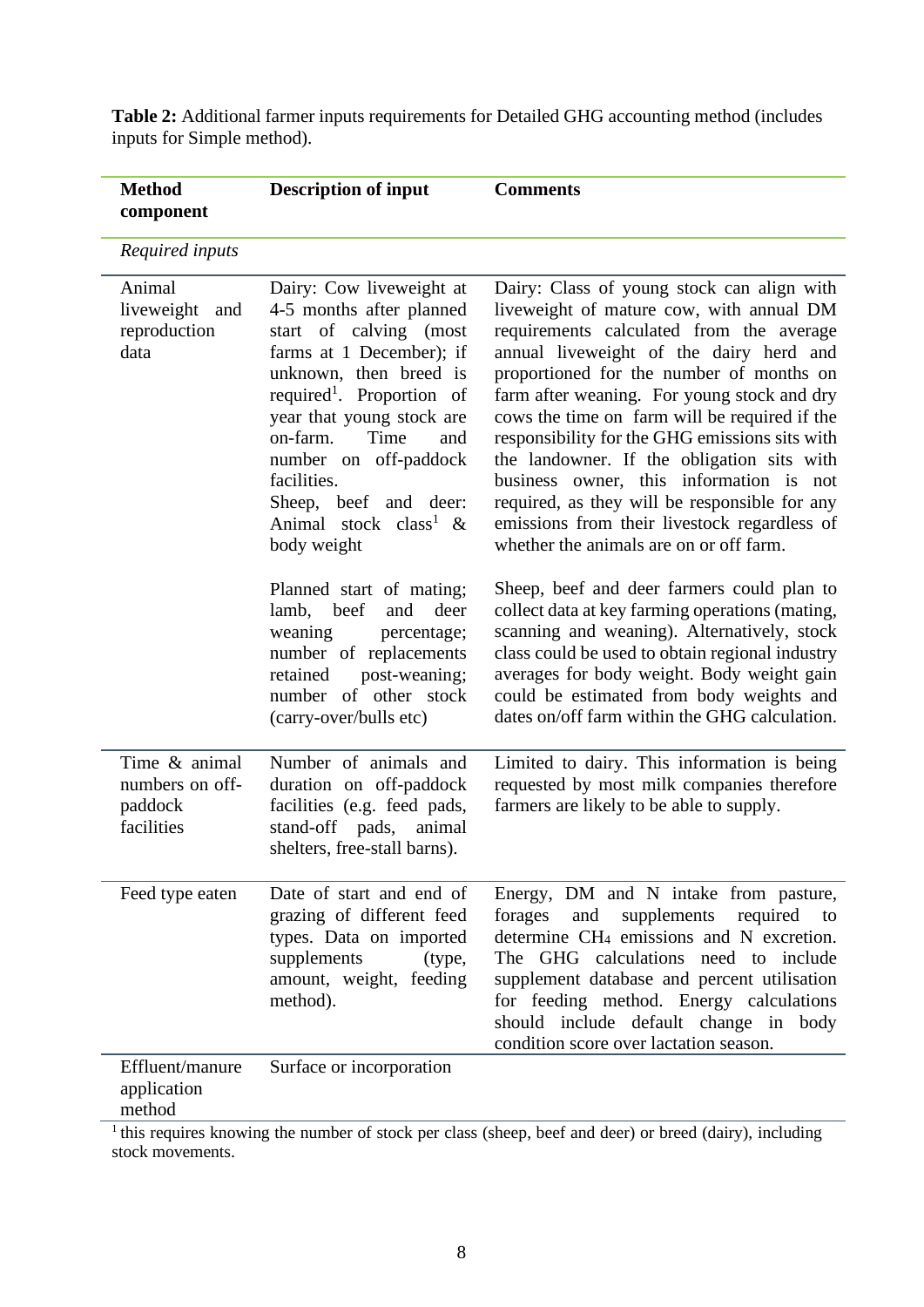**Table 2:** Additional farmer inputs requirements for Detailed GHG accounting method (includes inputs for Simple method).

| Method component | Description of input | Comments |
|---|---|---|
| *Required inputs* | | |
| Animal liveweight and reproduction data | Dairy: Cow liveweight at 4-5 months after planned start of calving (most farms at 1 December); if unknown, then breed is required[1]. Proportion of year that young stock are on-farm. Time and number on off-paddock facilities.<br>Sheep, beef and deer: Animal stock class[1] & body weight | Dairy: Class of young stock can align with liveweight of mature cow, with annual DM requirements calculated from the average annual liveweight of the dairy herd and proportioned for the number of months on farm after weaning. For young stock and dry cows the time on farm will be required if the responsibility for the GHG emissions sits with the landowner. If the obligation sits with business owner, this information is not required, as they will be responsible for any emissions from their livestock regardless of whether the animals are on or off farm. |
| | Planned start of mating; lamb, beef and deer weaning percentage; number of replacements retained post-weaning; number of other stock (carry-over/bulls etc) | Sheep, beef and deer farmers could plan to collect data at key farming operations (mating, scanning and weaning). Alternatively, stock class could be used to obtain regional industry averages for body weight. Body weight gain could be estimated from body weights and dates on/off farm within the GHG calculation. |
| Time & animal numbers on off-paddock facilities | Number of animals and duration on off-paddock facilities (e.g. feed pads, stand-off pads, animal shelters, free-stall barns). | Limited to dairy. This information is being requested by most milk companies therefore farmers are likely to be able to supply. |
| Feed type eaten | Date of start and end of grazing of different feed types. Data on imported supplements (type, amount, weight, feeding method). | Energy, DM and N intake from pasture, forages and supplements required to determine $CH_4$ emissions and N excretion. The GHG calculations need to include supplement database and percent utilisation for feeding method. Energy calculations should include default change in body condition score over lactation season. |
| Effluent/manure application method | Surface or incorporation | |

[1] this requires knowing the number of stock per class (sheep, beef and deer) or breed (dairy), including stock movements.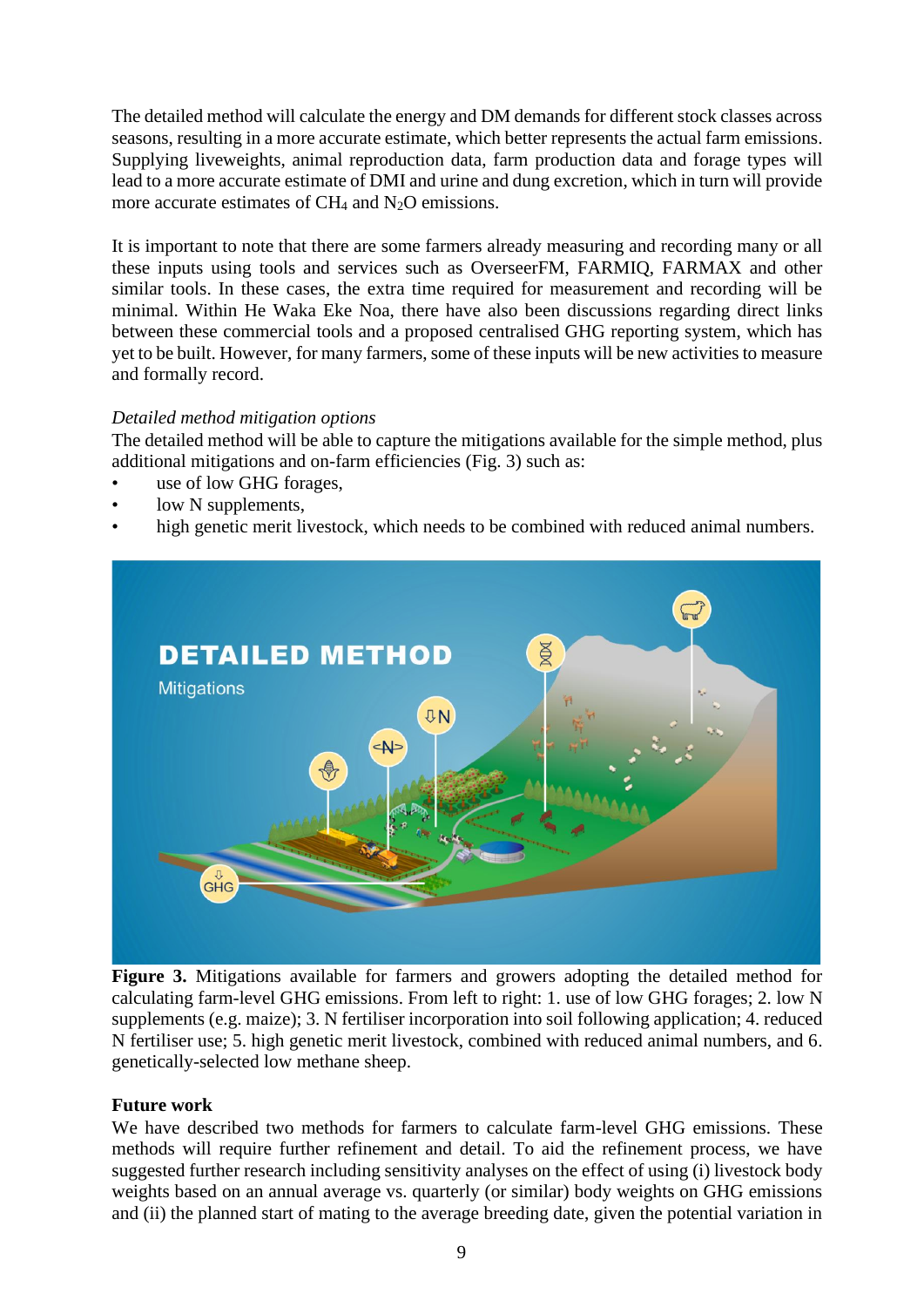The detailed method will calculate the energy and DM demands for different stock classes across seasons, resulting in a more accurate estimate, which better represents the actual farm emissions. Supplying liveweights, animal reproduction data, farm production data and forage types will lead to a more accurate estimate of DMI and urine and dung excretion, which in turn will provide more accurate estimates of $CH_4$ and $N_2O$ emissions.

It is important to note that there are some farmers already measuring and recording many or all these inputs using tools and services such as OverseerFM, FARMIQ, FARMAX and other similar tools. In these cases, the extra time required for measurement and recording will be minimal. Within He Waka Eke Noa, there have also been discussions regarding direct links between these commercial tools and a proposed centralised GHG reporting system, which has yet to be built. However, for many farmers, some of these inputs will be new activities to measure and formally record.

*Detailed method mitigation options*

The detailed method will be able to capture the mitigations available for the simple method, plus additional mitigations and on-farm efficiencies (Fig. 3) such as:

- use of low GHG forages,
- low N supplements,
- high genetic merit livestock, which needs to be combined with reduced animal numbers.

**Figure 3.** Mitigations available for farmers and growers adopting the detailed method for calculating farm-level GHG emissions. From left to right: 1. use of low GHG forages; 2. low N supplements (e.g. maize); 3. N fertiliser incorporation into soil following application; 4. reduced N fertiliser use; 5. high genetic merit livestock, combined with reduced animal numbers, and 6. genetically-selected low methane sheep.

**Future work**

We have described two methods for farmers to calculate farm-level GHG emissions. These methods will require further refinement and detail. To aid the refinement process, we have suggested further research including sensitivity analyses on the effect of using (i) livestock body weights based on an annual average vs. quarterly (or similar) body weights on GHG emissions and (ii) the planned start of mating to the average breeding date, given the potential variation in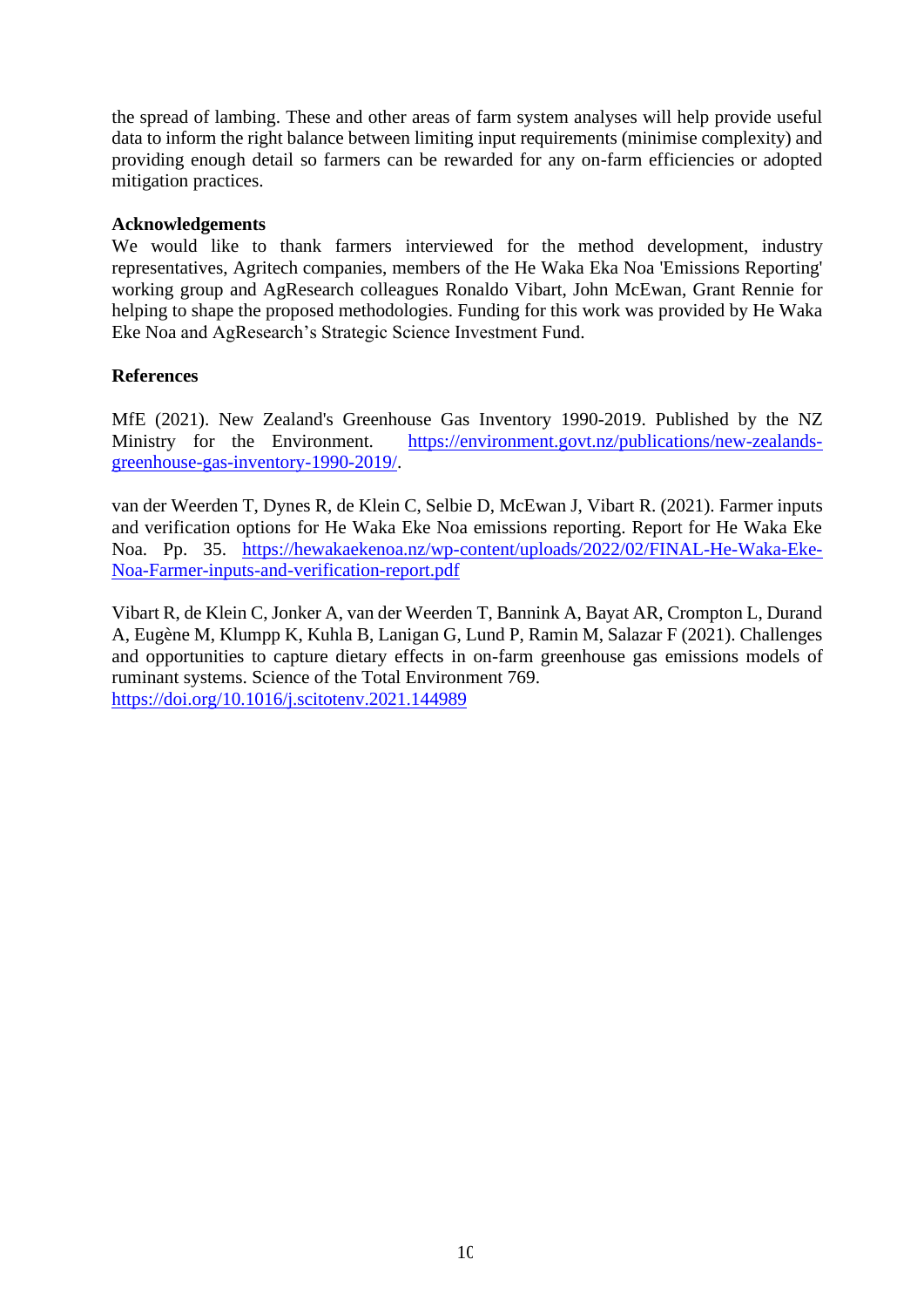the spread of lambing. These and other areas of farm system analyses will help provide useful data to inform the right balance between limiting input requirements (minimise complexity) and providing enough detail so farmers can be rewarded for any on-farm efficiencies or adopted mitigation practices.

## Acknowledgements

We would like to thank farmers interviewed for the method development, industry representatives, Agritech companies, members of the He Waka Eka Noa 'Emissions Reporting' working group and AgResearch colleagues Ronaldo Vibart, John McEwan, Grant Rennie for helping to shape the proposed methodologies. Funding for this work was provided by He Waka Eke Noa and AgResearch's Strategic Science Investment Fund.

## References

MfE (2021). New Zealand's Greenhouse Gas Inventory 1990-2019. Published by the NZ Ministry for the Environment. https://environment.govt.nz/publications/new-zealands-greenhouse-gas-inventory-1990-2019/.

van der Weerden T, Dynes R, de Klein C, Selbie D, McEwan J, Vibart R. (2021). Farmer inputs and verification options for He Waka Eke Noa emissions reporting. Report for He Waka Eke Noa. Pp. 35. https://hewakaekenoa.nz/wp-content/uploads/2022/02/FINAL-He-Waka-Eke-Noa-Farmer-inputs-and-verification-report.pdf

Vibart R, de Klein C, Jonker A, van der Weerden T, Bannink A, Bayat AR, Crompton L, Durand A, Eugène M, Klumpp K, Kuhla B, Lanigan G, Lund P, Ramin M, Salazar F (2021). Challenges and opportunities to capture dietary effects in on-farm greenhouse gas emissions models of ruminant systems. Science of the Total Environment 769. https://doi.org/10.1016/j.scitotenv.2021.144989